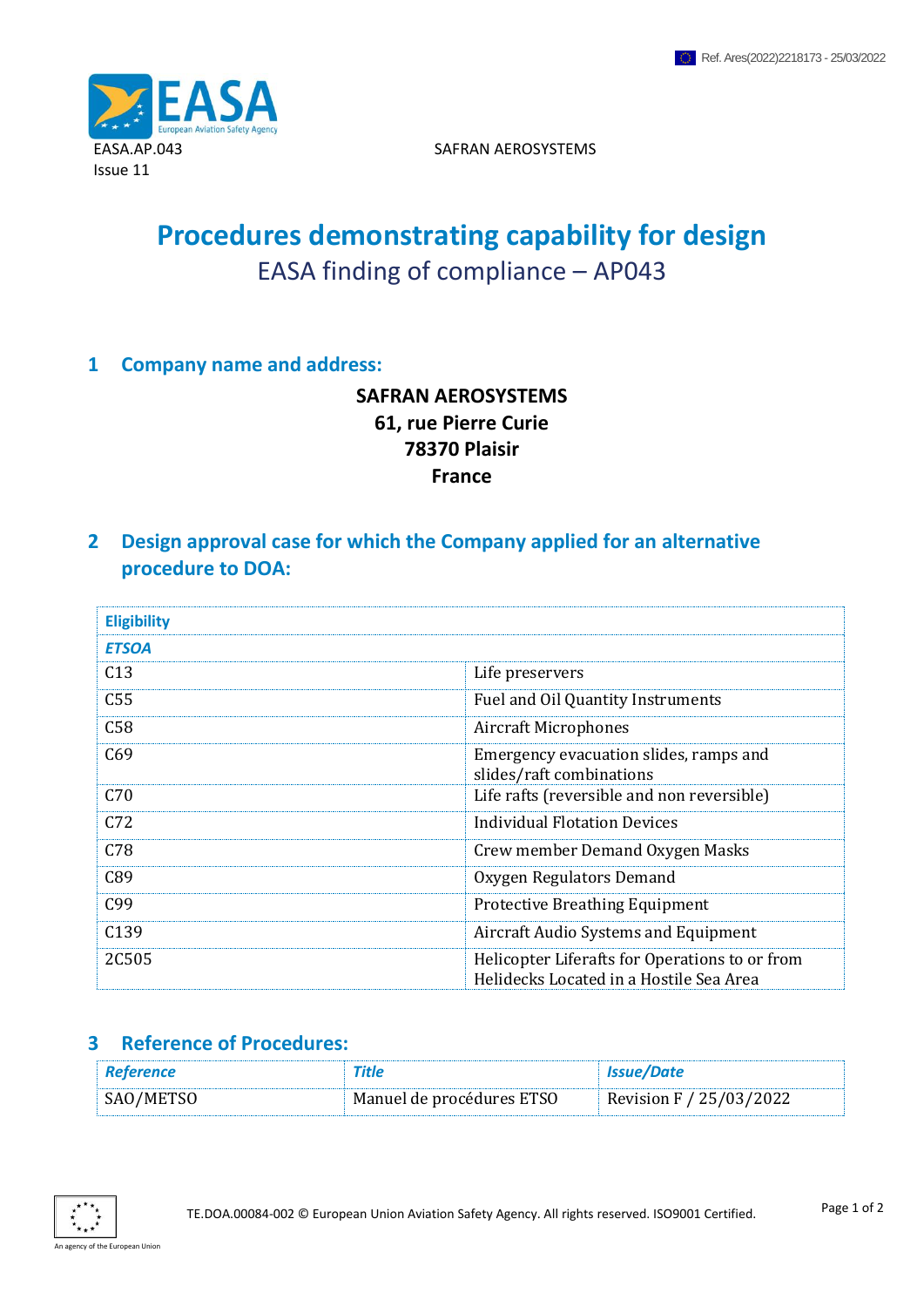Ref. Ares(2022)2218173 - 25/03/2022

EASA.AP.043
Issue 11

SAFRAN AEROSYSTEMS

# Procedures demonstrating capability for design

## EASA finding of compliance – AP043

## 1 Company name and address:

**SAFRAN AEROSYSTEMS**
**61, rue Pierre Curie**
**78370 Plaisir**
**France**

## 2 Design approval case for which the Company applied for an alternative procedure to DOA:

| **Eligibility** | |
|---|---|
| ***ETSOA*** | |
| C13 | Life preservers |
| C55 | Fuel and Oil Quantity Instruments |
| C58 | Aircraft Microphones |
| C69 | Emergency evacuation slides, ramps and slides/raft combinations |
| C70 | Life rafts (reversible and non reversible) |
| C72 | Individual Flotation Devices |
| C78 | Crew member Demand Oxygen Masks |
| C89 | Oxygen Regulators Demand |
| C99 | Protective Breathing Equipment |
| C139 | Aircraft Audio Systems and Equipment |
| 2C505 | Helicopter Liferafts for Operations to or from Helidecks Located in a Hostile Sea Area |

## 3 Reference of Procedures:

| *Reference* | *Title* | *Issue/Date* |
|---|---|---|
| SAO/METSO | Manuel de procédures ETSO | Revision F / 25/03/2022 |

TE.DOA.00084-002 © European Union Aviation Safety Agency. All rights reserved. ISO9001 Certified.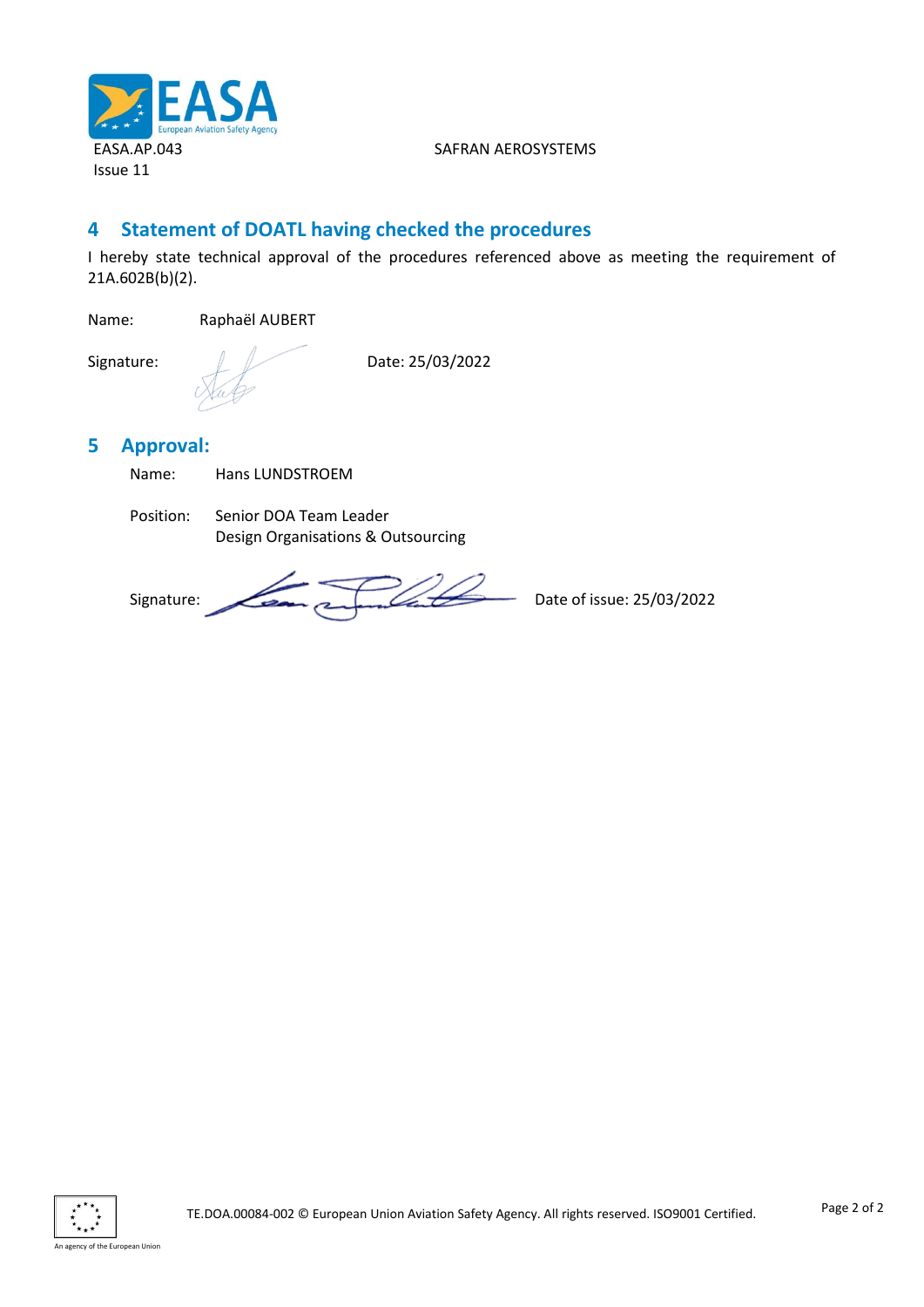## 4 Statement of DOATL having checked the procedures

I hereby state technical approval of the procedures referenced above as meeting the requirement of 21A.602B(b)(2).

Name: Raphaël AUBERT

Signature: Date: 25/03/2022

## 5 Approval:

Name: Hans LUNDSTROEM

Position: Senior DOA Team Leader
Design Organisations & Outsourcing

Signature: Date of issue: 25/03/2022